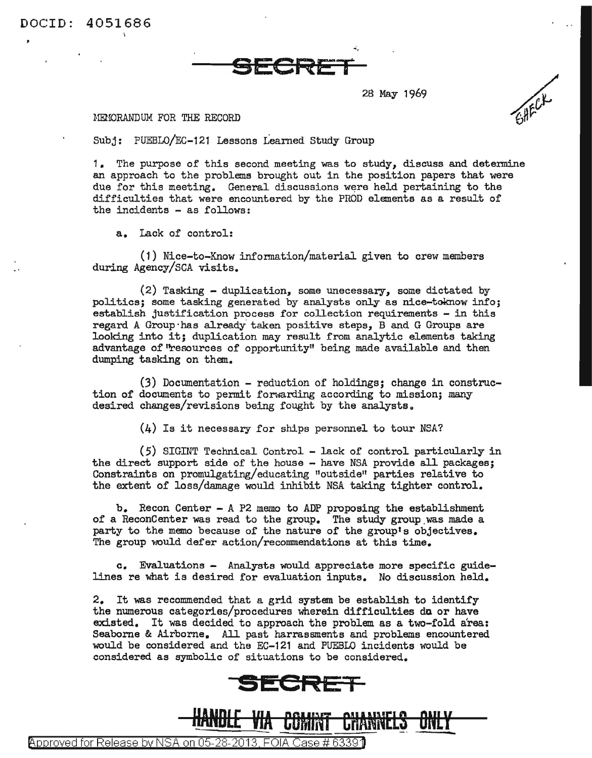DOCID: 4051686

**SECRET**

28 May 1969

MEMORANDUM FOR THE RECORD

Subj: PUEBLO/EC-121 Lessons Learned Study Group

1. The purpose of this second meeting was to study, discuss and determine an approach to the problems brought out in the position papers that were due for this meeting. General discussions were held pertaining to the difficulties that were encountered by the PROD elements as a result of the incidents - as follows:

a. Lack of control:

(1) Nice-to-Know information/material given to crew members during Agency/SCA visits.

(2) Tasking - duplication, some unecessary, some dictated by politics; some tasking generated by analysts only as nice-toknow info; establish justification process for collection requirements - in this regard A Group has already taken positive steps, B and G Groups are looking into it; duplication may result from analytic elements taking advantage of "resources of opportunity" being made available and then dumping tasking on them.

(3) Documentation - reduction of holdings; change in construction of documents to permit forwarding according to mission; many desired changes/revisions being fought by the analysts.

(4) Is it necessary for ships personnel to tour NSA?

(5) SIGINT Technical Control - lack of control particularly in the direct support side of the house - have NSA provide all packages; Constraints on promulgating/educating "outside" parties relative to the extent of loss/damage would inhibit NSA taking tighter control.

b. Recon Center - A P2 memo to ADP proposing the establishment of a ReconCenter was read to the group. The study group was made a party to the memo because of the nature of the group's objectives. The group would defer action/recommendations at this time.

c. Evaluations - Analysts would appreciate more specific guidelines re what is desired for evaluation inputs. No discussion held.

2. It was recommended that a grid system be establish to identify the numerous categories/procedures wherein difficulties do or have existed. It was decided to approach the problem as a two-fold area: Seaborne & Airborne. All past harrassments and problems encountered would be considered and the EC-121 and PUEBLO incidents would be considered as symbolic of situations to be considered.

**SECRET**

**HANDLE VIA COMINT CHANNELS ONLY**

Approved for Release by NSA on 05-28-2013, FOIA Case # 63391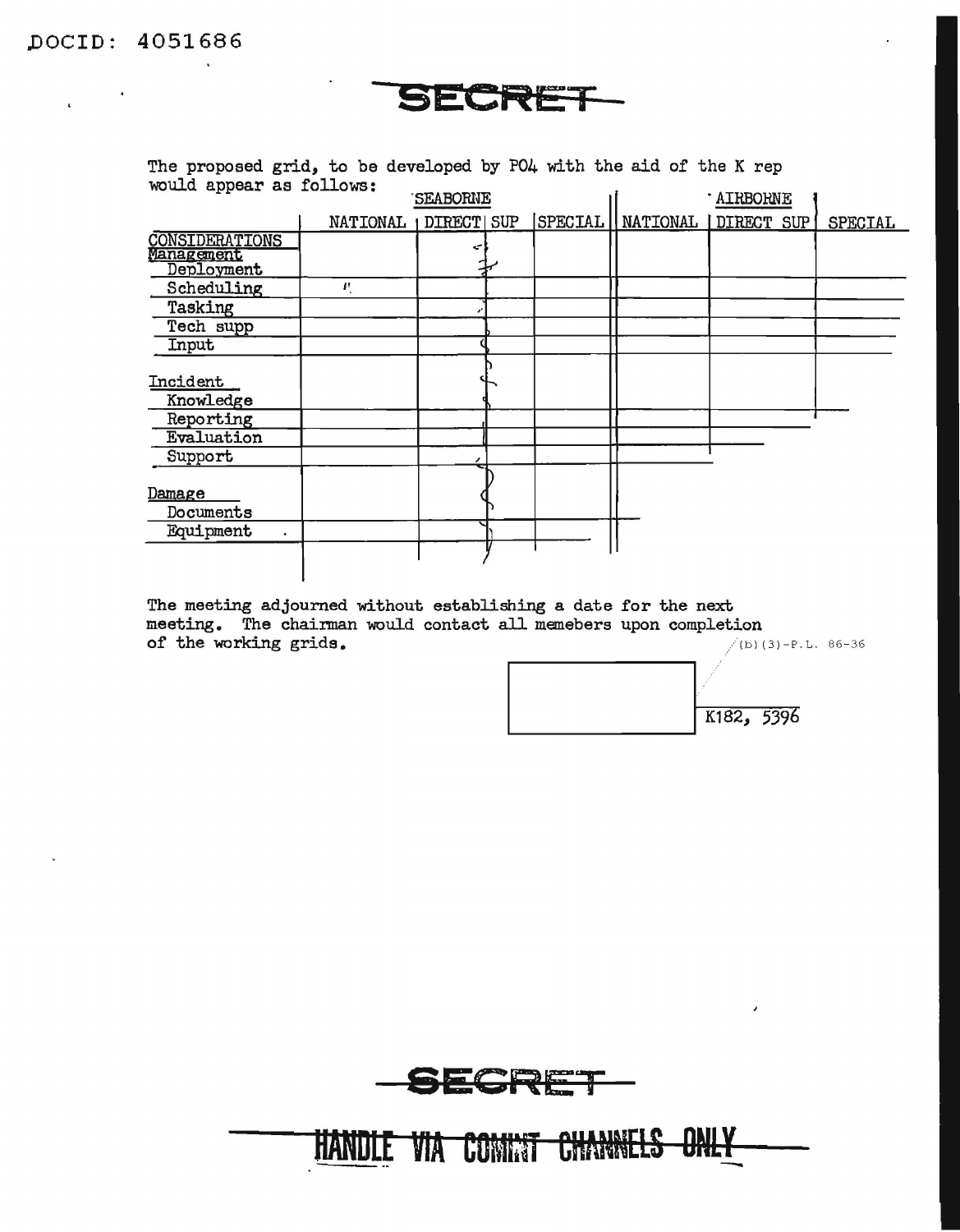SECRET

The proposed grid, to be developed by P04 with the aid of the K rep would appear as follows:

| | SEABORNE | | | AIRBORNE | | |
|---|---|---|---|---|---|---|
| | NATIONAL | DIRECT SUP | SPECIAL | NATIONAL | DIRECT SUP | SPECIAL |
| **CONSIDERATIONS** | | | | | | |
| Management | | | | | | |
| Deployment | | | | | | |
| Scheduling | | | | | | |
| Tasking | | | | | | |
| Tech supp | | | | | | |
| Input | | | | | | |
| Incident | | | | | | |
| Knowledge | | | | | | |
| Reporting | | | | | | |
| Evaluation | | | | | | |
| Support | | | | | | |
| Damage | | | | | | |
| Documents | | | | | | |
| Equipment | | | | | | |

The meeting adjourned without establishing a date for the next meeting. The chairman would contact all memebers upon completion of the working grids.

(b)(3)-P.L. 86-36

K182, 5396

SECRET

HANDLE VIA COMINT CHANNELS ONLY